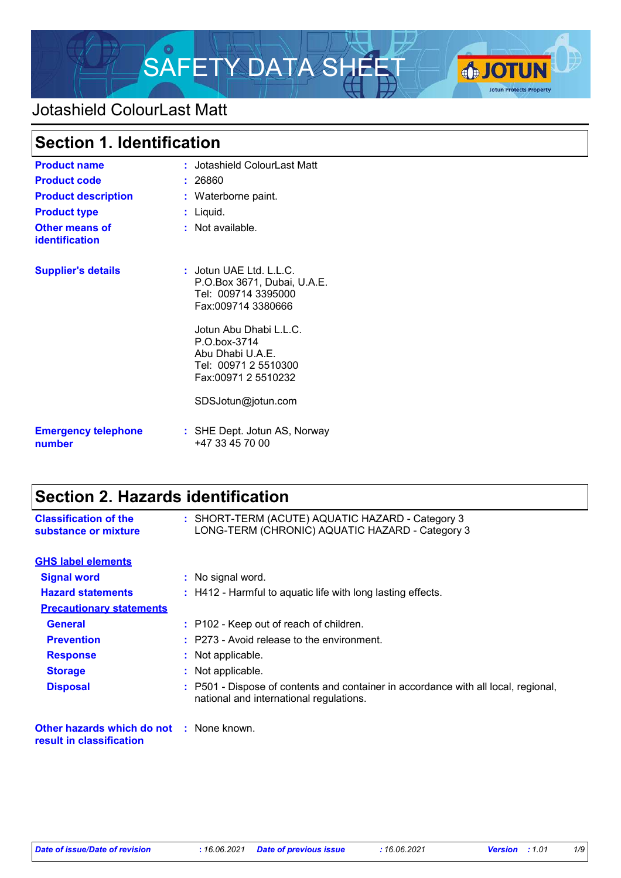# SAFETY DATA SHEET

Jotashield ColourLast Matt

## Section 1. Identification

| | | |
|---|---|---|
| **Product name** | : | Jotashield ColourLast Matt |
| **Product code** | : | 26860 |
| **Product description** | : | Waterborne paint. |
| **Product type** | : | Liquid. |
| **Other means of identification** | : | Not available. |
| **Supplier's details** | : | Jotun UAE Ltd. L.L.C.<br>P.O.Box 3671, Dubai, U.A.E.<br>Tel: 009714 3395000<br>Fax:009714 3380666<br><br>Jotun Abu Dhabi L.L.C.<br>P.O.box-3714<br>Abu Dhabi U.A.E.<br>Tel: 00971 2 5510300<br>Fax:00971 2 5510232<br><br>SDSJotun@jotun.com |
| **Emergency telephone number** | : | SHE Dept. Jotun AS, Norway<br>+47 33 45 70 00 |

## Section 2. Hazards identification

| | | |
|---|---|---|
| **Classification of the substance or mixture** | : | SHORT-TERM (ACUTE) AQUATIC HAZARD - Category 3<br>LONG-TERM (CHRONIC) AQUATIC HAZARD - Category 3 |

**GHS label elements**

| | | |
|---|---|---|
| **Signal word** | : | No signal word. |
| **Hazard statements** | : | H412 - Harmful to aquatic life with long lasting effects. |

**Precautionary statements**

| | | |
|---|---|---|
| **General** | : | P102 - Keep out of reach of children. |
| **Prevention** | : | P273 - Avoid release to the environment. |
| **Response** | : | Not applicable. |
| **Storage** | : | Not applicable. |
| **Disposal** | : | P501 - Dispose of contents and container in accordance with all local, regional, national and international regulations. |

| | | |
|---|---|---|
| **Other hazards which do not result in classification** | : | None known. |

*Date of issue/Date of revision* : 16.06.2021 *Date of previous issue* : 16.06.2021 *Version* : 1.01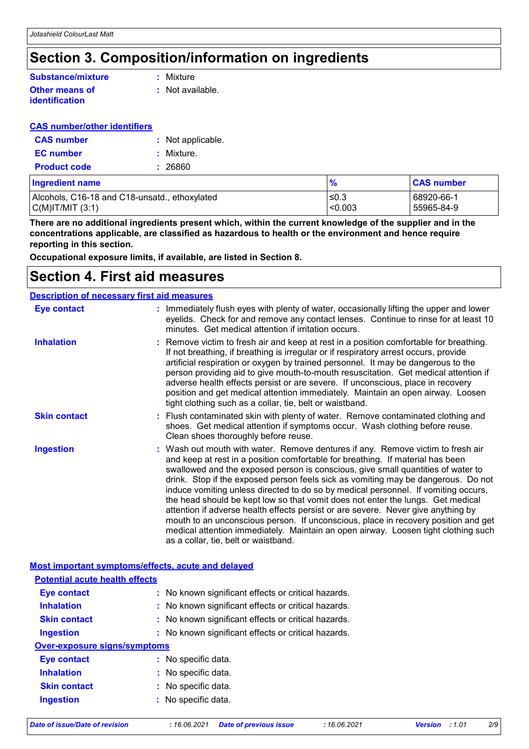# Section 3. Composition/information on ingredients

**Substance/mixture** : Mixture

**Other means of identification** : Not available.

**CAS number/other identifiers**

**CAS number** : Not applicable.

**EC number** : Mixture.

**Product code** : 26860

| Ingredient name | % | CAS number |
|---|---|---|
| Alcohols, C16-18 and C18-unsatd., ethoxylated | ≤0.3 | 68920-66-1 |
| C(M)IT/MIT (3:1) | <0.003 | 55965-84-9 |

**There are no additional ingredients present which, within the current knowledge of the supplier and in the concentrations applicable, are classified as hazardous to health or the environment and hence require reporting in this section.**

**Occupational exposure limits, if available, are listed in Section 8.**

# Section 4. First aid measures

**Description of necessary first aid measures**

**Eye contact** : Immediately flush eyes with plenty of water, occasionally lifting the upper and lower eyelids. Check for and remove any contact lenses. Continue to rinse for at least 10 minutes. Get medical attention if irritation occurs.

**Inhalation** : Remove victim to fresh air and keep at rest in a position comfortable for breathing. If not breathing, if breathing is irregular or if respiratory arrest occurs, provide artificial respiration or oxygen by trained personnel. It may be dangerous to the person providing aid to give mouth-to-mouth resuscitation. Get medical attention if adverse health effects persist or are severe. If unconscious, place in recovery position and get medical attention immediately. Maintain an open airway. Loosen tight clothing such as a collar, tie, belt or waistband.

**Skin contact** : Flush contaminated skin with plenty of water. Remove contaminated clothing and shoes. Get medical attention if symptoms occur. Wash clothing before reuse. Clean shoes thoroughly before reuse.

**Ingestion** : Wash out mouth with water. Remove dentures if any. Remove victim to fresh air and keep at rest in a position comfortable for breathing. If material has been swallowed and the exposed person is conscious, give small quantities of water to drink. Stop if the exposed person feels sick as vomiting may be dangerous. Do not induce vomiting unless directed to do so by medical personnel. If vomiting occurs, the head should be kept low so that vomit does not enter the lungs. Get medical attention if adverse health effects persist or are severe. Never give anything by mouth to an unconscious person. If unconscious, place in recovery position and get medical attention immediately. Maintain an open airway. Loosen tight clothing such as a collar, tie, belt or waistband.

**Most important symptoms/effects, acute and delayed**

**Potential acute health effects**

**Eye contact** : No known significant effects or critical hazards.

**Inhalation** : No known significant effects or critical hazards.

**Skin contact** : No known significant effects or critical hazards.

**Ingestion** : No known significant effects or critical hazards.

**Over-exposure signs/symptoms**

**Eye contact** : No specific data.

**Inhalation** : No specific data.

**Skin contact** : No specific data.

**Ingestion** : No specific data.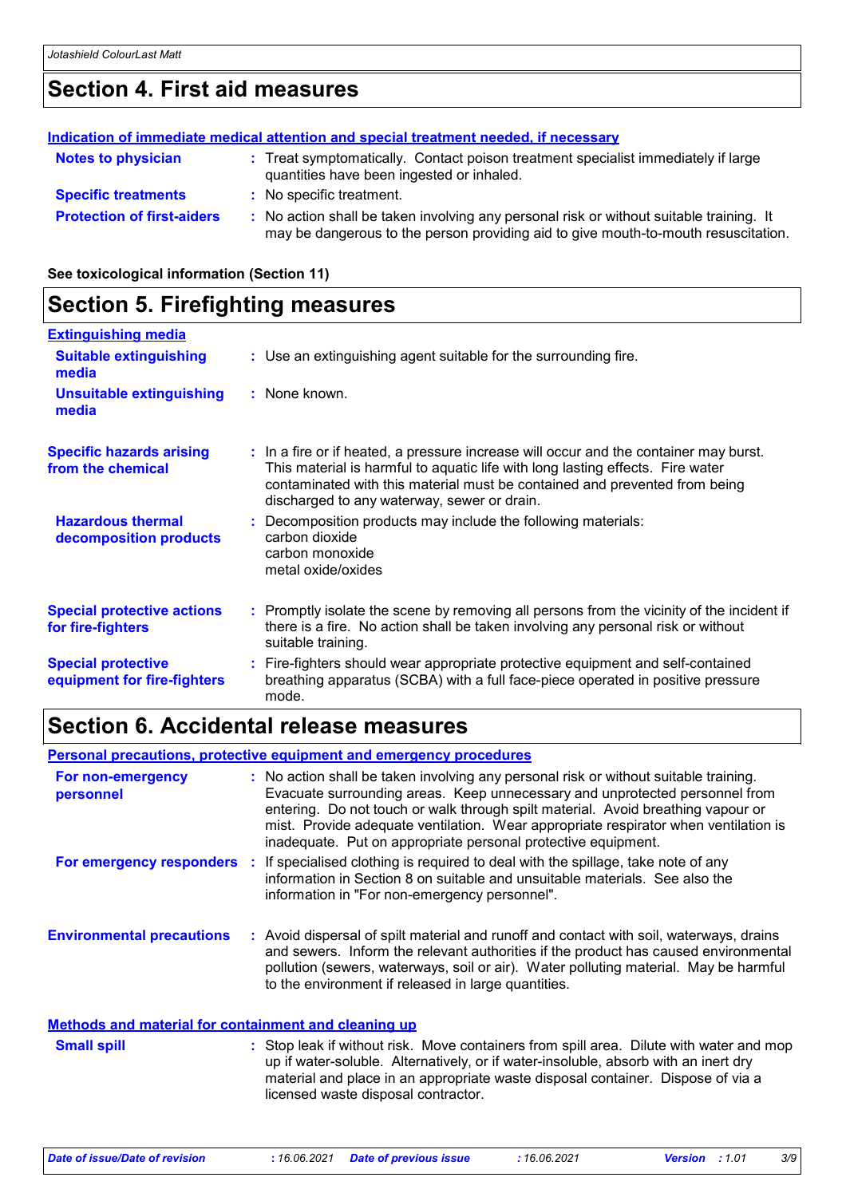## Section 4. First aid measures

**Indication of immediate medical attention and special treatment needed, if necessary**

| | |
|---|---|
| **Notes to physician** | Treat symptomatically. Contact poison treatment specialist immediately if large quantities have been ingested or inhaled. |
| **Specific treatments** | No specific treatment. |
| **Protection of first-aiders** | No action shall be taken involving any personal risk or without suitable training. It may be dangerous to the person providing aid to give mouth-to-mouth resuscitation. |

**See toxicological information (Section 11)**

## Section 5. Firefighting measures

**Extinguishing media**

| | |
|---|---|
| **Suitable extinguishing media** | Use an extinguishing agent suitable for the surrounding fire. |
| **Unsuitable extinguishing media** | None known. |
| **Specific hazards arising from the chemical** | In a fire or if heated, a pressure increase will occur and the container may burst. This material is harmful to aquatic life with long lasting effects. Fire water contaminated with this material must be contained and prevented from being discharged to any waterway, sewer or drain. |
| **Hazardous thermal decomposition products** | Decomposition products may include the following materials:<br>carbon dioxide<br>carbon monoxide<br>metal oxide/oxides |
| **Special protective actions for fire-fighters** | Promptly isolate the scene by removing all persons from the vicinity of the incident if there is a fire. No action shall be taken involving any personal risk or without suitable training. |
| **Special protective equipment for fire-fighters** | Fire-fighters should wear appropriate protective equipment and self-contained breathing apparatus (SCBA) with a full face-piece operated in positive pressure mode. |

## Section 6. Accidental release measures

**Personal precautions, protective equipment and emergency procedures**

| | |
|---|---|
| **For non-emergency personnel** | No action shall be taken involving any personal risk or without suitable training. Evacuate surrounding areas. Keep unnecessary and unprotected personnel from entering. Do not touch or walk through spilt material. Avoid breathing vapour or mist. Provide adequate ventilation. Wear appropriate respirator when ventilation is inadequate. Put on appropriate personal protective equipment. |
| **For emergency responders** | If specialised clothing is required to deal with the spillage, take note of any information in Section 8 on suitable and unsuitable materials. See also the information in "For non-emergency personnel". |
| **Environmental precautions** | Avoid dispersal of spilt material and runoff and contact with soil, waterways, drains and sewers. Inform the relevant authorities if the product has caused environmental pollution (sewers, waterways, soil or air). Water polluting material. May be harmful to the environment if released in large quantities. |

**Methods and material for containment and cleaning up**

| | |
|---|---|
| **Small spill** | Stop leak if without risk. Move containers from spill area. Dilute with water and mop up if water-soluble. Alternatively, or if water-insoluble, absorb with an inert dry material and place in an appropriate waste disposal container. Dispose of via a licensed waste disposal contractor. |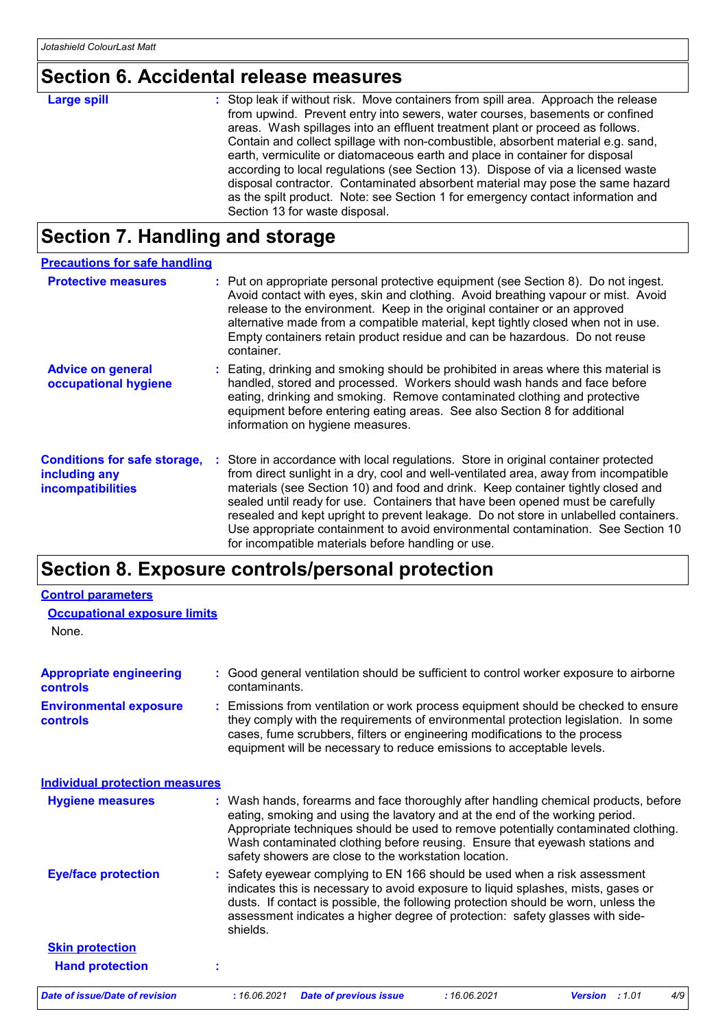## Section 6. Accidental release measures

**Large spill** : Stop leak if without risk. Move containers from spill area. Approach the release from upwind. Prevent entry into sewers, water courses, basements or confined areas. Wash spillages into an effluent treatment plant or proceed as follows. Contain and collect spillage with non-combustible, absorbent material e.g. sand, earth, vermiculite or diatomaceous earth and place in container for disposal according to local regulations (see Section 13). Dispose of via a licensed waste disposal contractor. Contaminated absorbent material may pose the same hazard as the spilt product. Note: see Section 1 for emergency contact information and Section 13 for waste disposal.

## Section 7. Handling and storage

### Precautions for safe handling

**Protective measures** : Put on appropriate personal protective equipment (see Section 8). Do not ingest. Avoid contact with eyes, skin and clothing. Avoid breathing vapour or mist. Avoid release to the environment. Keep in the original container or an approved alternative made from a compatible material, kept tightly closed when not in use. Empty containers retain product residue and can be hazardous. Do not reuse container.

**Advice on general occupational hygiene** : Eating, drinking and smoking should be prohibited in areas where this material is handled, stored and processed. Workers should wash hands and face before eating, drinking and smoking. Remove contaminated clothing and protective equipment before entering eating areas. See also Section 8 for additional information on hygiene measures.

**Conditions for safe storage, including any incompatibilities** : Store in accordance with local regulations. Store in original container protected from direct sunlight in a dry, cool and well-ventilated area, away from incompatible materials (see Section 10) and food and drink. Keep container tightly closed and sealed until ready for use. Containers that have been opened must be carefully resealed and kept upright to prevent leakage. Do not store in unlabelled containers. Use appropriate containment to avoid environmental contamination. See Section 10 for incompatible materials before handling or use.

## Section 8. Exposure controls/personal protection

### Control parameters

#### Occupational exposure limits

None.

**Appropriate engineering controls** : Good general ventilation should be sufficient to control worker exposure to airborne contaminants.

**Environmental exposure controls** : Emissions from ventilation or work process equipment should be checked to ensure they comply with the requirements of environmental protection legislation. In some cases, fume scrubbers, filters or engineering modifications to the process equipment will be necessary to reduce emissions to acceptable levels.

### Individual protection measures

**Hygiene measures** : Wash hands, forearms and face thoroughly after handling chemical products, before eating, smoking and using the lavatory and at the end of the working period. Appropriate techniques should be used to remove potentially contaminated clothing. Wash contaminated clothing before reusing. Ensure that eyewash stations and safety showers are close to the workstation location.

**Eye/face protection** : Safety eyewear complying to EN 166 should be used when a risk assessment indicates this is necessary to avoid exposure to liquid splashes, mists, gases or dusts. If contact is possible, the following protection should be worn, unless the assessment indicates a higher degree of protection: safety glasses with side-shields.

#### Skin protection

**Hand protection** :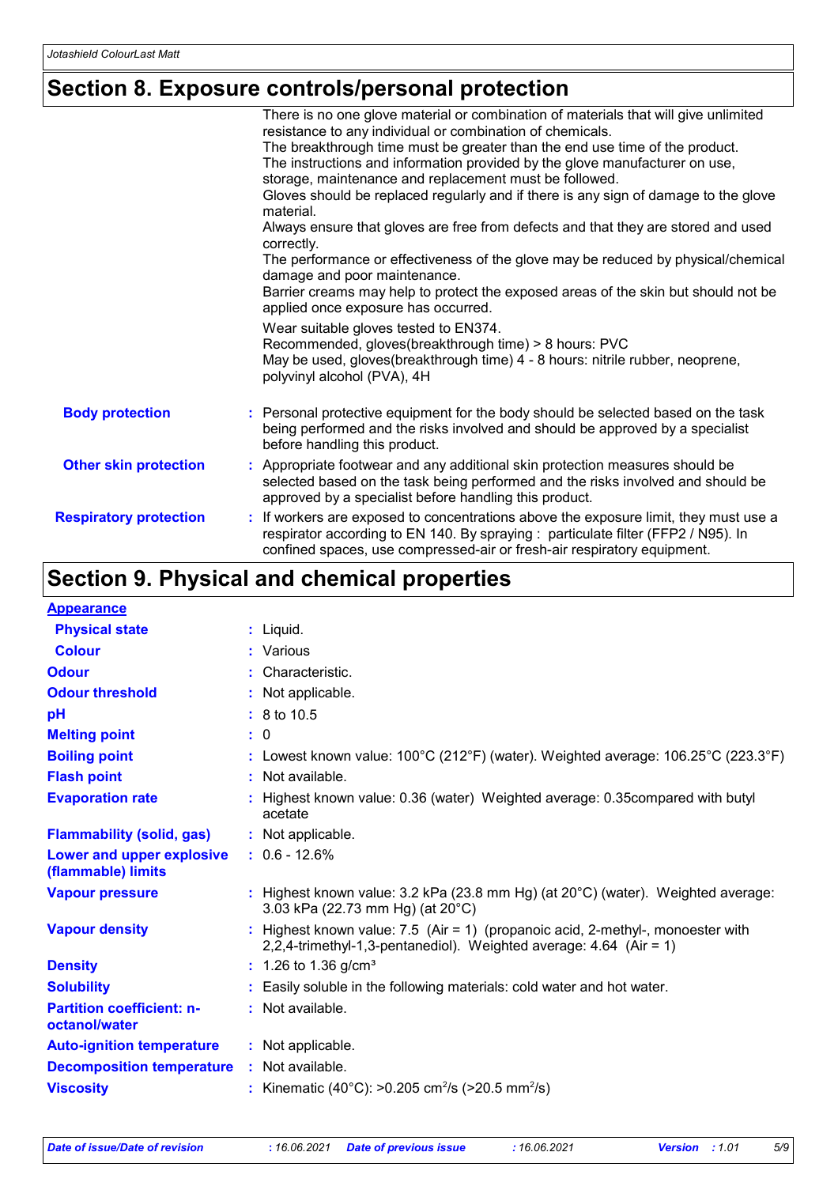## Section 8. Exposure controls/personal protection

There is no one glove material or combination of materials that will give unlimited resistance to any individual or combination of chemicals.
The breakthrough time must be greater than the end use time of the product.
The instructions and information provided by the glove manufacturer on use, storage, maintenance and replacement must be followed.
Gloves should be replaced regularly and if there is any sign of damage to the glove material.
Always ensure that gloves are free from defects and that they are stored and used correctly.
The performance or effectiveness of the glove may be reduced by physical/chemical damage and poor maintenance.
Barrier creams may help to protect the exposed areas of the skin but should not be applied once exposure has occurred.

Wear suitable gloves tested to EN374.
Recommended, gloves(breakthrough time) > 8 hours: PVC
May be used, gloves(breakthrough time) 4 - 8 hours: nitrile rubber, neoprene, polyvinyl alcohol (PVA), 4H

**Body protection** : Personal protective equipment for the body should be selected based on the task being performed and the risks involved and should be approved by a specialist before handling this product.

**Other skin protection** : Appropriate footwear and any additional skin protection measures should be selected based on the task being performed and the risks involved and should be approved by a specialist before handling this product.

**Respiratory protection** : If workers are exposed to concentrations above the exposure limit, they must use a respirator according to EN 140. By spraying : particulate filter (FFP2 / N95). In confined spaces, use compressed-air or fresh-air respiratory equipment.

## Section 9. Physical and chemical properties

**Appearance**

| Property | Value |
|---|---|
| Physical state | Liquid. |
| Colour | Various |
| Odour | Characteristic. |
| Odour threshold | Not applicable. |
| pH | 8 to 10.5 |
| Melting point | 0 |
| Boiling point | Lowest known value: 100°C (212°F) (water). Weighted average: 106.25°C (223.3°F) |
| Flash point | Not available. |
| Evaporation rate | Highest known value: 0.36 (water) Weighted average: 0.35compared with butyl acetate |
| Flammability (solid, gas) | Not applicable. |
| Lower and upper explosive (flammable) limits | 0.6 - 12.6% |
| Vapour pressure | Highest known value: 3.2 kPa (23.8 mm Hg) (at 20°C) (water). Weighted average: 3.03 kPa (22.73 mm Hg) (at 20°C) |
| Vapour density | Highest known value: 7.5 (Air = 1) (propanoic acid, 2-methyl-, monoester with 2,2,4-trimethyl-1,3-pentanediol). Weighted average: 4.64 (Air = 1) |
| Density | 1.26 to 1.36 g/cm³ |
| Solubility | Easily soluble in the following materials: cold water and hot water. |
| Partition coefficient: n-octanol/water | Not available. |
| Auto-ignition temperature | Not applicable. |
| Decomposition temperature | Not available. |
| Viscosity | Kinematic (40°C): >0.205 $cm^2/s$ (>20.5 $mm^2/s$) |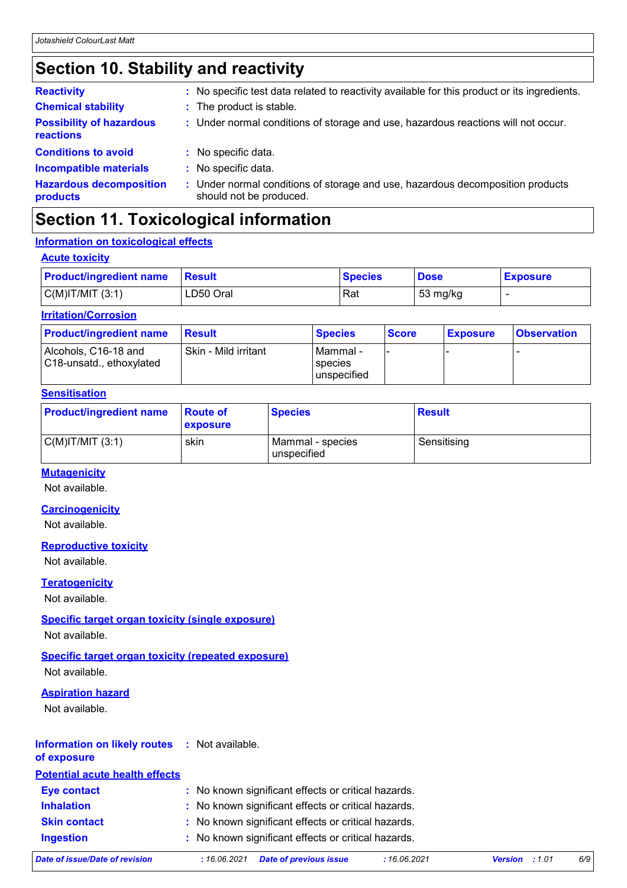## Section 10. Stability and reactivity

**Reactivity** : No specific test data related to reactivity available for this product or its ingredients.

**Chemical stability** : The product is stable.

**Possibility of hazardous reactions** : Under normal conditions of storage and use, hazardous reactions will not occur.

**Conditions to avoid** : No specific data.

**Incompatible materials** : No specific data.

**Hazardous decomposition products** : Under normal conditions of storage and use, hazardous decomposition products should not be produced.

## Section 11. Toxicological information

### Information on toxicological effects

#### Acute toxicity

| Product/ingredient name | Result | Species | Dose | Exposure |
|---|---|---|---|---|
| C(M)IT/MIT (3:1) | LD50 Oral | Rat | 53 mg/kg | - |

#### Irritation/Corrosion

| Product/ingredient name | Result | Species | Score | Exposure | Observation |
|---|---|---|---|---|---|
| Alcohols, C16-18 and C18-unsatd., ethoxylated | Skin - Mild irritant | Mammal - species unspecified | - | - | - |

#### Sensitisation

| Product/ingredient name | Route of exposure | Species | Result |
|---|---|---|---|
| C(M)IT/MIT (3:1) | skin | Mammal - species unspecified | Sensitising |

#### Mutagenicity

Not available.

#### Carcinogenicity

Not available.

#### Reproductive toxicity

Not available.

#### Teratogenicity

Not available.

#### Specific target organ toxicity (single exposure)

Not available.

#### Specific target organ toxicity (repeated exposure)

Not available.

#### Aspiration hazard

Not available.

**Information on likely routes of exposure** : Not available.

### Potential acute health effects

**Eye contact** : No known significant effects or critical hazards.

**Inhalation** : No known significant effects or critical hazards.

**Skin contact** : No known significant effects or critical hazards.

**Ingestion** : No known significant effects or critical hazards.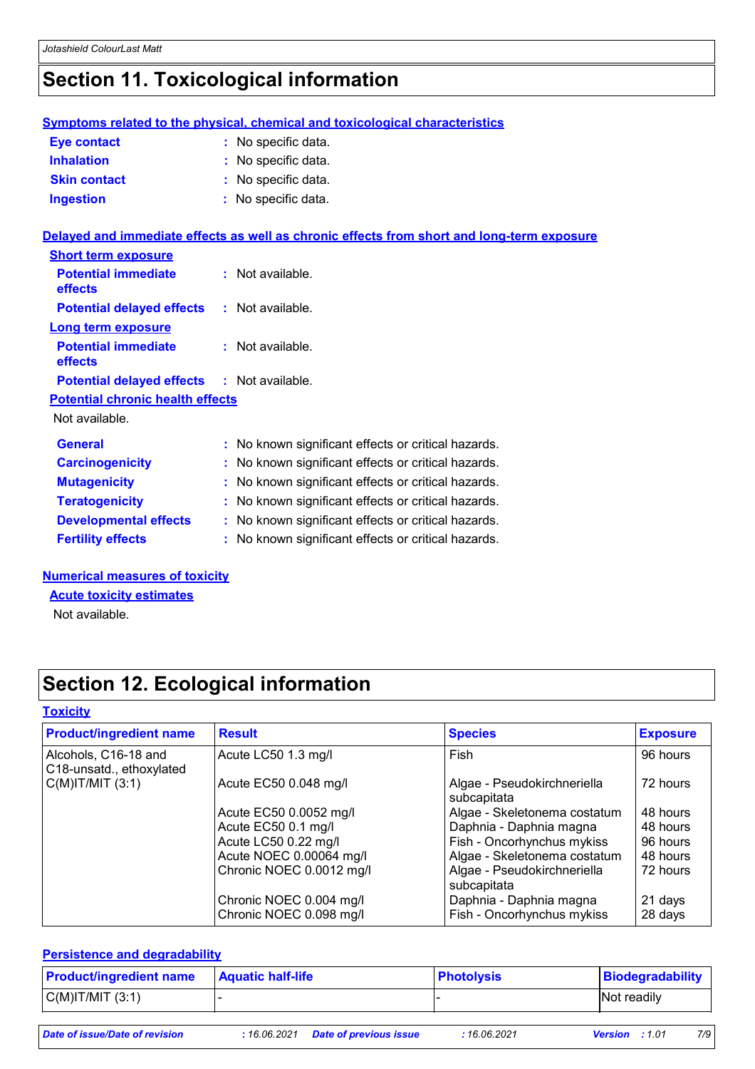## Section 11. Toxicological information

### Symptoms related to the physical, chemical and toxicological characteristics

**Eye contact** : No specific data.

**Inhalation** : No specific data.

**Skin contact** : No specific data.

**Ingestion** : No specific data.

### Delayed and immediate effects as well as chronic effects from short and long-term exposure

**Short term exposure**

**Potential immediate effects** : Not available.

**Potential delayed effects** : Not available.

**Long term exposure**

**Potential immediate effects** : Not available.

**Potential delayed effects** : Not available.

**Potential chronic health effects**

Not available.

**General** : No known significant effects or critical hazards.

**Carcinogenicity** : No known significant effects or critical hazards.

**Mutagenicity** : No known significant effects or critical hazards.

**Teratogenicity** : No known significant effects or critical hazards.

**Developmental effects** : No known significant effects or critical hazards.

**Fertility effects** : No known significant effects or critical hazards.

### Numerical measures of toxicity

**Acute toxicity estimates**

Not available.

## Section 12. Ecological information

### Toxicity

| Product/ingredient name | Result | Species | Exposure |
|---|---|---|---|
| Alcohols, C16-18 and C18-unsatd., ethoxylated | Acute LC50 1.3 mg/l | Fish | 96 hours |
| C(M)IT/MIT (3:1) | Acute EC50 0.048 mg/l | Algae - Pseudokirchneriella subcapitata | 72 hours |
| | Acute EC50 0.0052 mg/l | Algae - Skeletonema costatum | 48 hours |
| | Acute EC50 0.1 mg/l | Daphnia - Daphnia magna | 48 hours |
| | Acute LC50 0.22 mg/l | Fish - Oncorhynchus mykiss | 96 hours |
| | Acute NOEC 0.00064 mg/l | Algae - Skeletonema costatum | 48 hours |
| | Chronic NOEC 0.0012 mg/l | Algae - Pseudokirchneriella subcapitata | 72 hours |
| | Chronic NOEC 0.004 mg/l | Daphnia - Daphnia magna | 21 days |
| | Chronic NOEC 0.098 mg/l | Fish - Oncorhynchus mykiss | 28 days |

### Persistence and degradability

| Product/ingredient name | Aquatic half-life | Photolysis | Biodegradability |
|---|---|---|---|
| C(M)IT/MIT (3:1) | - | - | Not readily |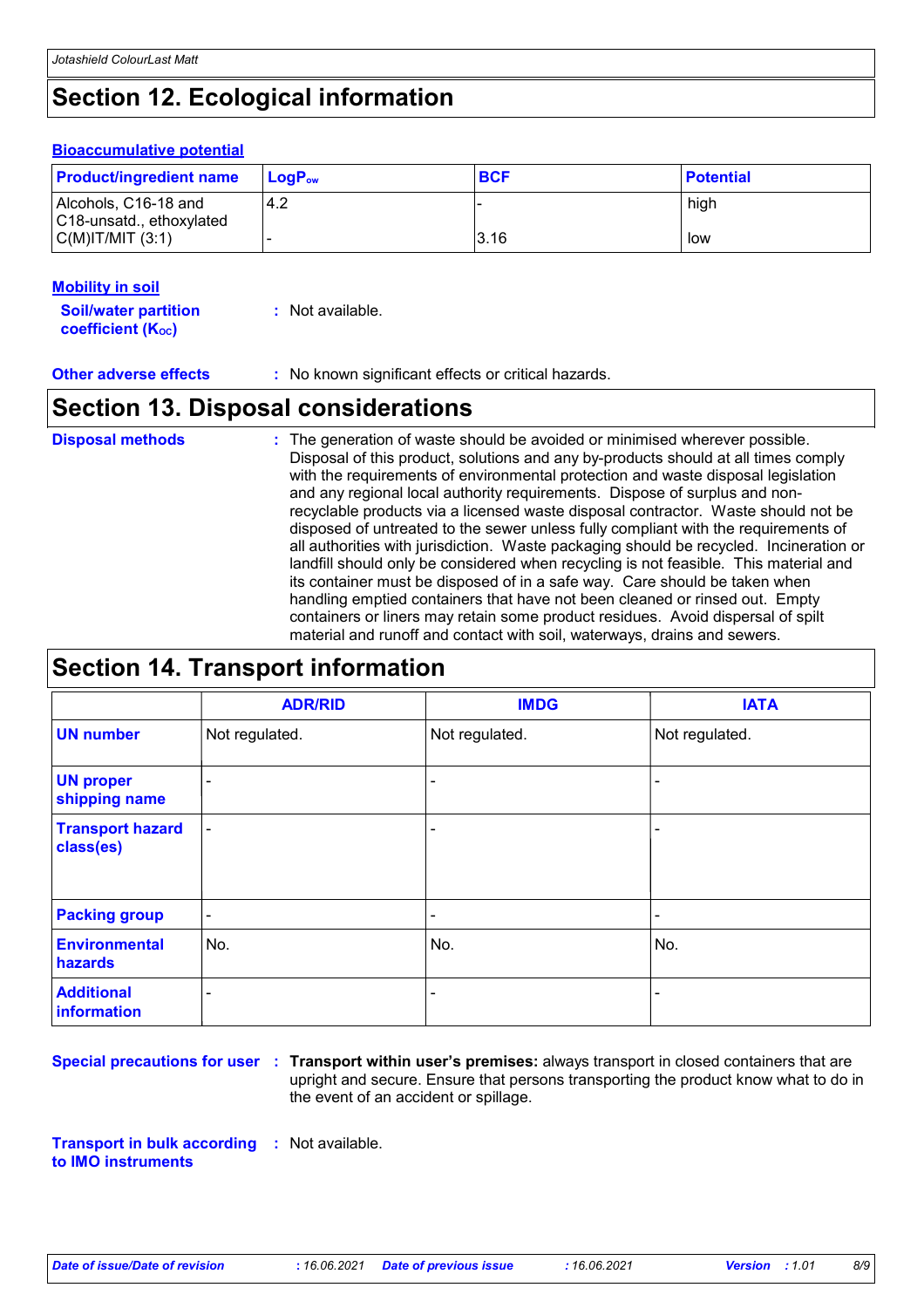# Section 12. Ecological information

### Bioaccumulative potential

| Product/ingredient name | $LogP_{ow}$ | BCF | Potential |
|---|---|---|---|
| Alcohols, C16-18 and C18-unsatd., ethoxylated | 4.2 | - | high |
| C(M)IT/MIT (3:1) | - | 3.16 | low |

### Mobility in soil

**Soil/water partition coefficient ($K_{OC}$)** : Not available.

**Other adverse effects** : No known significant effects or critical hazards.

# Section 13. Disposal considerations

**Disposal methods** : The generation of waste should be avoided or minimised wherever possible. Disposal of this product, solutions and any by-products should at all times comply with the requirements of environmental protection and waste disposal legislation and any regional local authority requirements. Dispose of surplus and non-recyclable products via a licensed waste disposal contractor. Waste should not be disposed of untreated to the sewer unless fully compliant with the requirements of all authorities with jurisdiction. Waste packaging should be recycled. Incineration or landfill should only be considered when recycling is not feasible. This material and its container must be disposed of in a safe way. Care should be taken when handling emptied containers that have not been cleaned or rinsed out. Empty containers or liners may retain some product residues. Avoid dispersal of spilt material and runoff and contact with soil, waterways, drains and sewers.

# Section 14. Transport information

| | ADR/RID | IMDG | IATA |
|---|---|---|---|
| **UN number** | Not regulated. | Not regulated. | Not regulated. |
| **UN proper shipping name** | - | - | - |
| **Transport hazard class(es)** | - | - | - |
| **Packing group** | - | - | - |
| **Environmental hazards** | No. | No. | No. |
| **Additional information** | - | - | - |

**Special precautions for user** : **Transport within user's premises:** always transport in closed containers that are upright and secure. Ensure that persons transporting the product know what to do in the event of an accident or spillage.

**Transport in bulk according to IMO instruments** : Not available.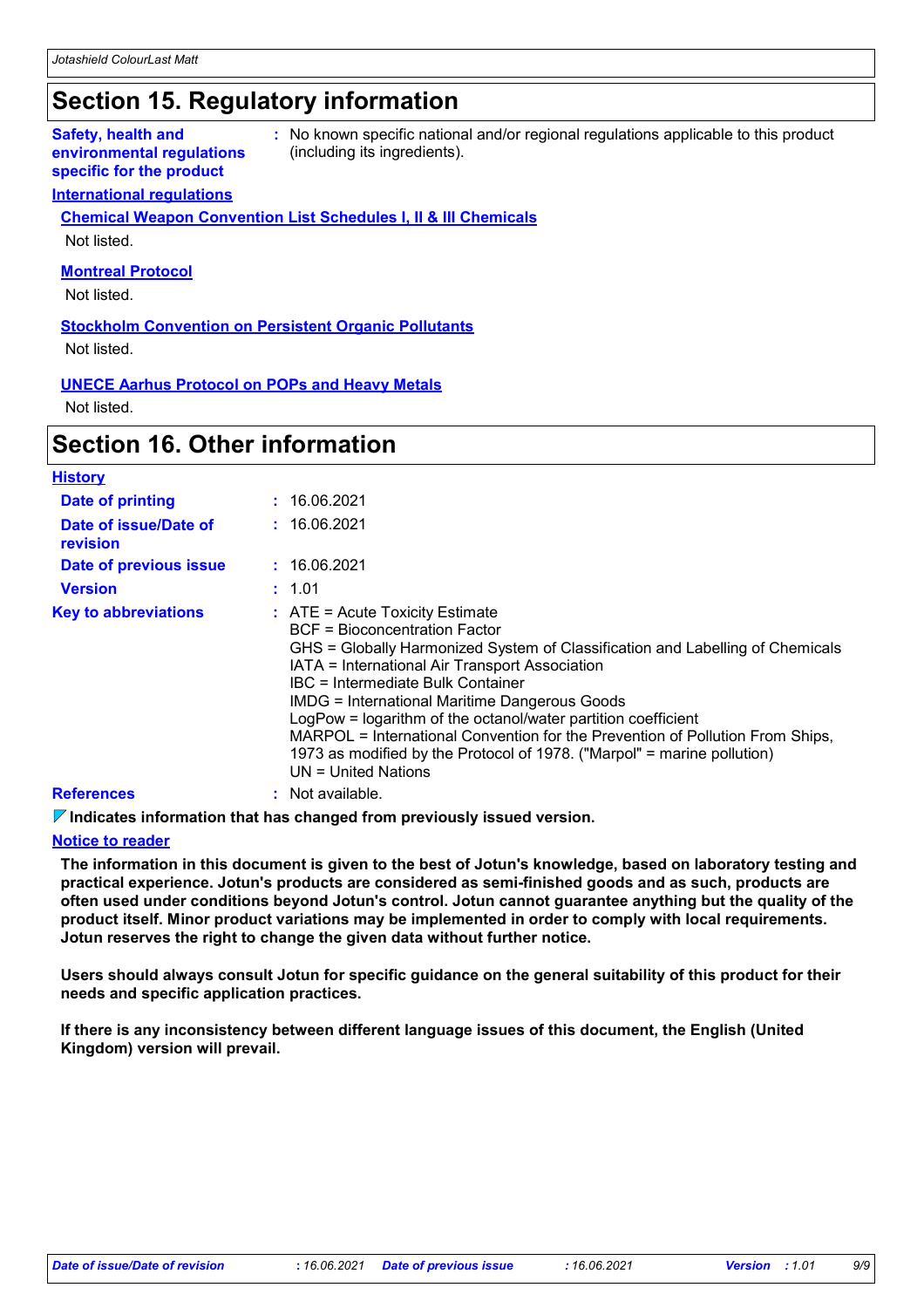# Section 15. Regulatory information

**Safety, health and environmental regulations specific for the product** : No known specific national and/or regional regulations applicable to this product (including its ingredients).

**International regulations**

**Chemical Weapon Convention List Schedules I, II & III Chemicals**

Not listed.

**Montreal Protocol**

Not listed.

**Stockholm Convention on Persistent Organic Pollutants**

Not listed.

**UNECE Aarhus Protocol on POPs and Heavy Metals**

Not listed.

# Section 16. Other information

**History**

**Date of printing** : 16.06.2021

**Date of issue/Date of revision** : 16.06.2021

**Date of previous issue** : 16.06.2021

**Version** : 1.01

**Key to abbreviations** :
ATE = Acute Toxicity Estimate
BCF = Bioconcentration Factor
GHS = Globally Harmonized System of Classification and Labelling of Chemicals
IATA = International Air Transport Association
IBC = Intermediate Bulk Container
IMDG = International Maritime Dangerous Goods
LogPow = logarithm of the octanol/water partition coefficient
MARPOL = International Convention for the Prevention of Pollution From Ships, 1973 as modified by the Protocol of 1978. ("Marpol" = marine pollution)
UN = United Nations

**References** : Not available.

**Indicates information that has changed from previously issued version.**

**Notice to reader**

**The information in this document is given to the best of Jotun's knowledge, based on laboratory testing and practical experience. Jotun's products are considered as semi-finished goods and as such, products are often used under conditions beyond Jotun's control. Jotun cannot guarantee anything but the quality of the product itself. Minor product variations may be implemented in order to comply with local requirements. Jotun reserves the right to change the given data without further notice.**

**Users should always consult Jotun for specific guidance on the general suitability of this product for their needs and specific application practices.**

**If there is any inconsistency between different language issues of this document, the English (United Kingdom) version will prevail.**